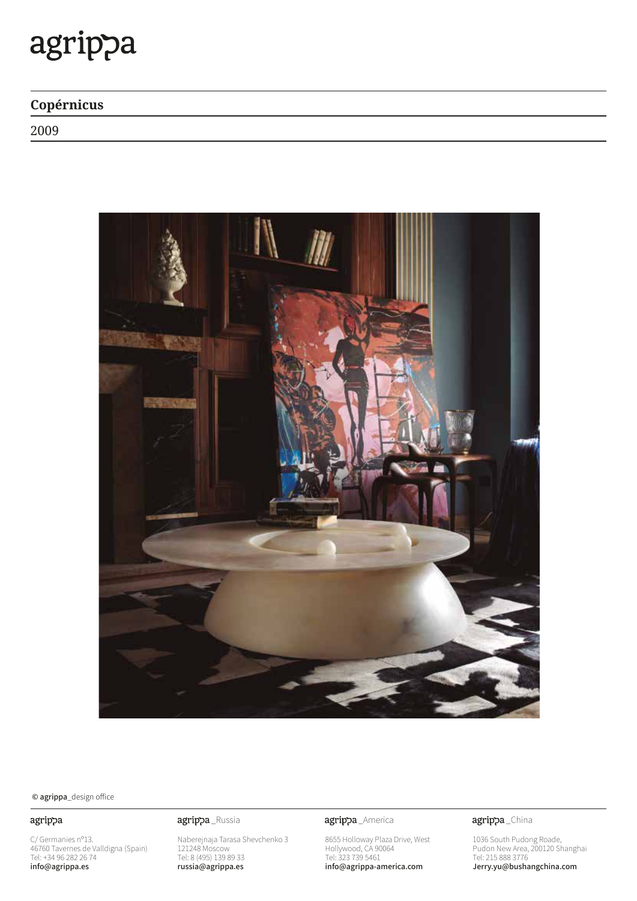# agrippa

## Copérnicus

2009

© **agrippa**_design office

**agrippa**

C/ Germanies nº13.
46760 Tavernes de Valldigna (Spain)
Tel: +34 96 282 26 74
**info@agrippa.es**

**agrippa** _Russia

Naberejnaja Tarasa Shevchenko 3
121248 Moscow
Tel: 8 (495) 139 89 33
**russia@agrippa.es**

**agrippa** _America

8655 Holloway Plaza Drive, West
Hollywood, CA 90064
Tel: 323 739 5461
**info@agrippa-america.com**

**agrippa** _China

1036 South Pudong Roade,
Pudon New Area, 200120 Shanghai
Tel: 215 888 3776
**Jerry.yu@bushangchina.com**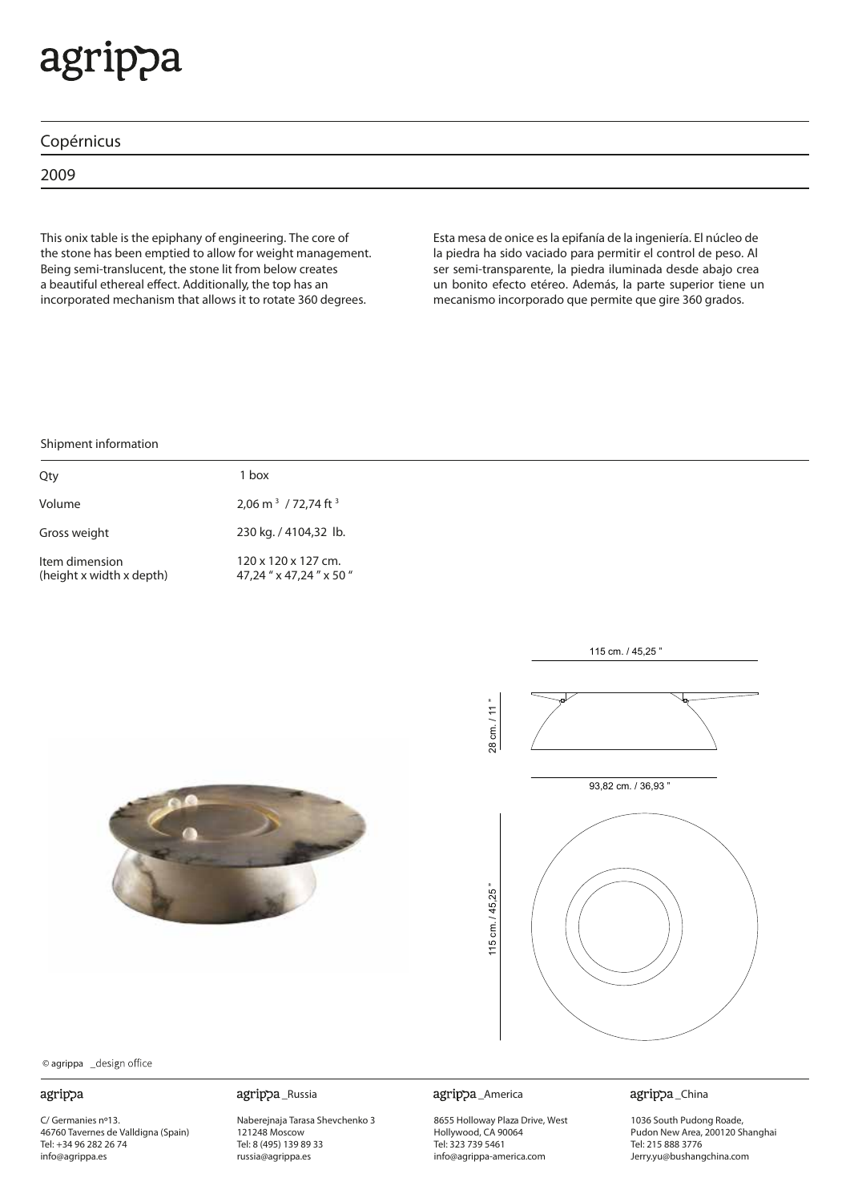# agrippa

## Copérnicus

## 2009

This onix table is the epiphany of engineering. The core of the stone has been emptied to allow for weight management. Being semi-translucent, the stone lit from below creates a beautiful ethereal effect. Additionally, the top has an incorporated mechanism that allows it to rotate 360 degrees.

Esta mesa de onice es la epifanía de la ingeniería. El núcleo de la piedra ha sido vaciado para permitir el control de peso. Al ser semi-transparente, la piedra iluminada desde abajo crea un bonito efecto etéreo. Además, la parte superior tiene un mecanismo incorporado que permite que gire 360 grados.

Shipment information

| | |
|---|---|
| Qty | 1 box |
| Volume | 2,06 $m^3$ / 72,74 $ft^3$ |
| Gross weight | 230 kg. / 4104,32 lb. |
| Item dimension (height x width x depth) | 120 x 120 x 127 cm. 47,24 " x 47,24 " x 50 " |

115 cm. / 45,25 "

28 cm. / 11 "

93,82 cm. / 36,93 "

115 cm. / 45,25 "

© agrippa _design office

**agrippa**
C/ Germanies nº13.
46760 Tavernes de Valldigna (Spain)
Tel: +34 96 282 26 74
info@agrippa.es

**agrippa _Russia**
Naberejnaja Tarasa Shevchenko 3
121248 Moscow
Tel: 8 (495) 139 89 33
russia@agrippa.es

**agrippa _America**
8655 Holloway Plaza Drive, West
Hollywood, CA 90064
Tel: 323 739 5461
info@agrippa-america.com

**agrippa _China**
1036 South Pudong Roade,
Pudon New Area, 200120 Shanghai
Tel: 215 888 3776
Jerry.yu@bushangchina.com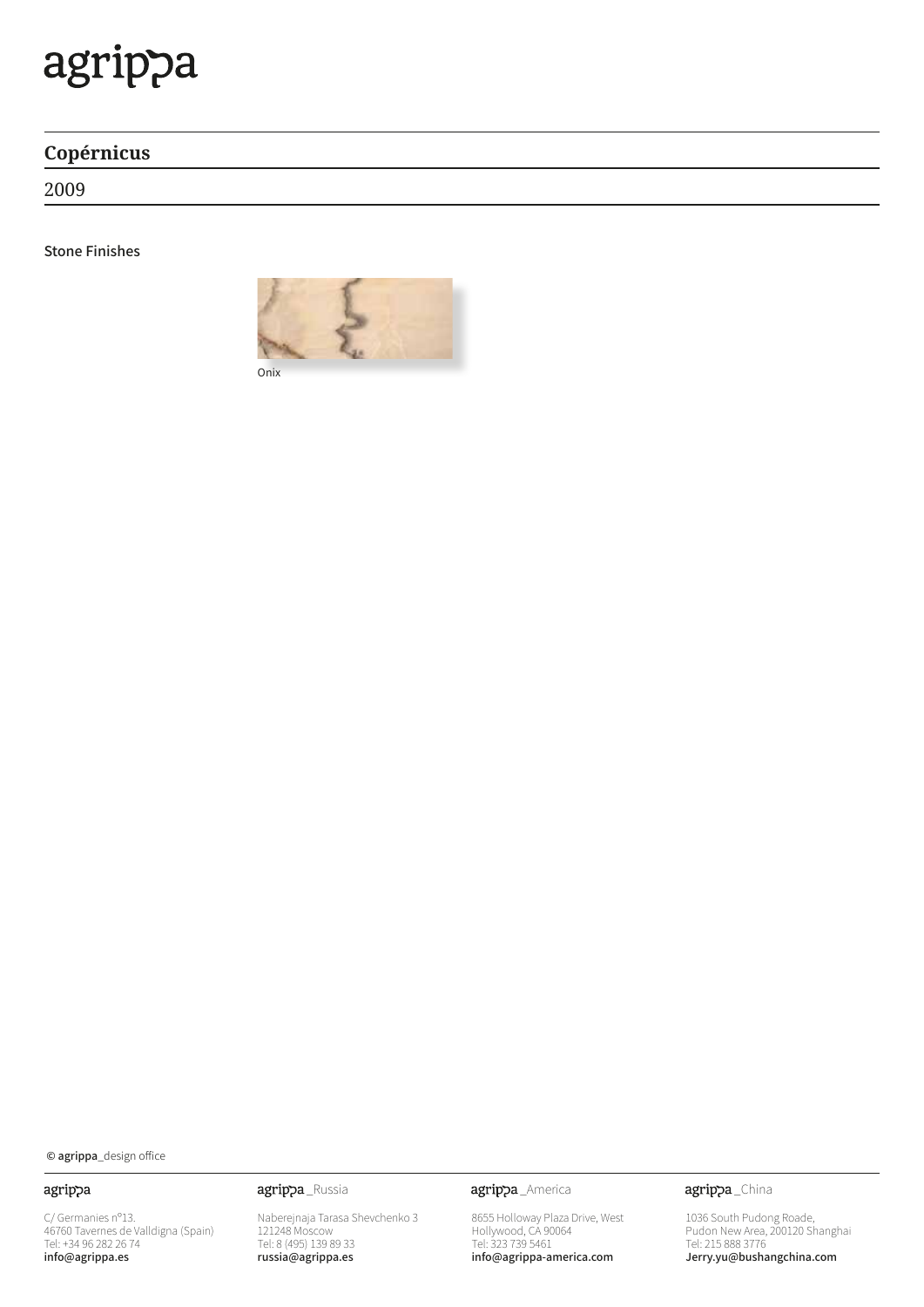agrippa

## Copérnicus

2009

### Stone Finishes

Onix

© agrippa_design office

agrippa

C/ Germanies nº13.
46760 Tavernes de Valldigna (Spain)
Tel: +34 96 282 26 74
info@agrippa.es

agrippa _Russia

Naberejnaja Tarasa Shevchenko 3
121248 Moscow
Tel: 8 (495) 139 89 33
russia@agrippa.es

agrippa _America

8655 Holloway Plaza Drive, West
Hollywood, CA 90064
Tel: 323 739 5461
info@agrippa-america.com

agrippa _China

1036 South Pudong Roade,
Pudon New Area, 200120 Shanghai
Tel: 215 888 3776
Jerry.yu@bushangchina.com